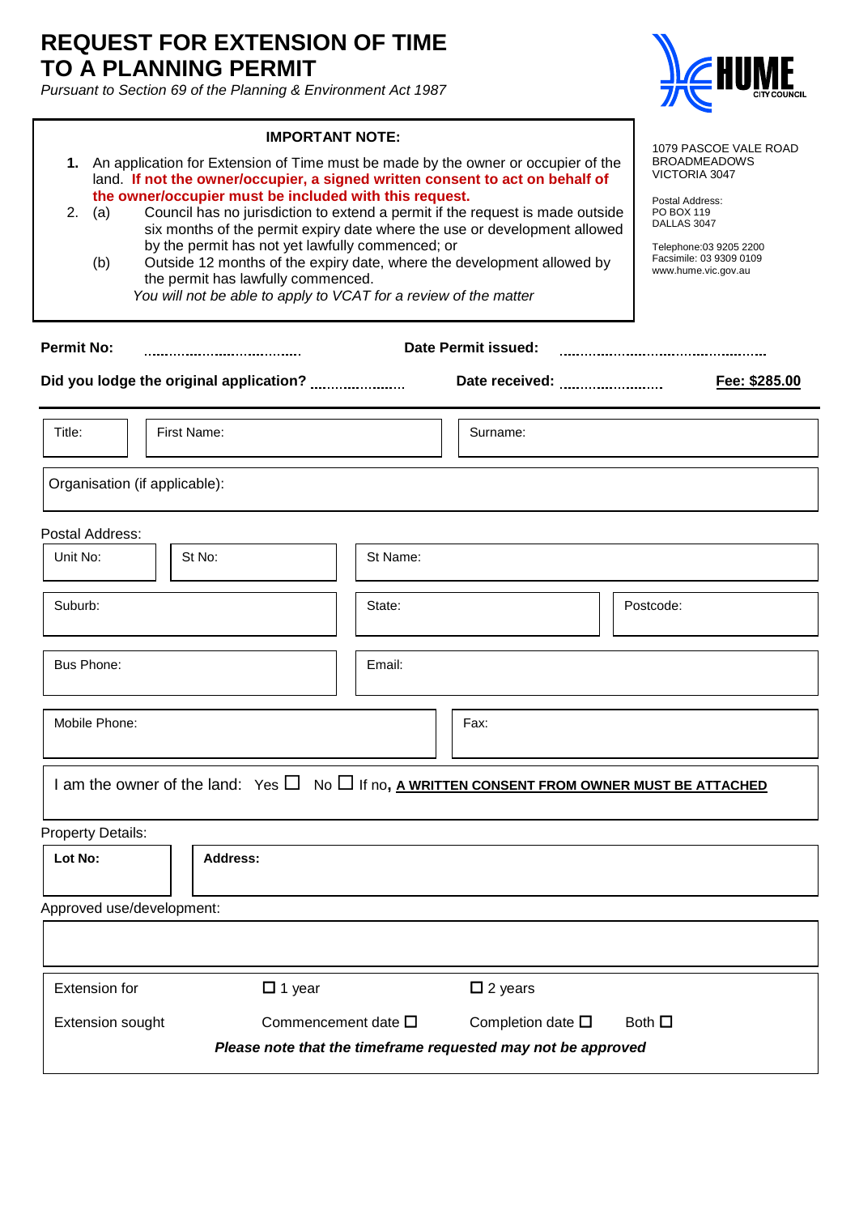# REQUEST FOR EXTENSION OF TIME TO A PLANNING PERMIT

*Pursuant to Section 69 of the Planning & Environment Act 1987*

HUME CITY COUNCIL

1079 PASCOE VALE ROAD
BROADMEADOWS
VICTORIA 3047

Postal Address:
PO BOX 119
DALLAS 3047

Telephone:03 9205 2200
Facsimile: 03 9309 0109
www.hume.vic.gov.au

**IMPORTANT NOTE:**

1. An application for Extension of Time must be made by the owner or occupier of the land. **If not the owner/occupier, a signed written consent to act on behalf of the owner/occupier must be included with this request.**
2. (a) Council has no jurisdiction to extend a permit if the request is made outside six months of the permit expiry date where the use or development allowed by the permit has not yet lawfully commenced; or

   (b) Outside 12 months of the expiry date, where the development allowed by the permit has lawfully commenced.

   *You will not be able to apply to VCAT for a review of the matter*

**Permit No:** ..................................... **Date Permit issued:** ..................................................

**Did you lodge the original application?** ...................... **Date received:** ......................... **<u>Fee: $285.00</u>**

| Title: | First Name: | Surname: |
|---|---|---|

| Organisation (if applicable): |
|---|

Postal Address:

| Unit No: | St No: | St Name: |
|---|---|---|

| Suburb: | State: | Postcode: |
|---|---|---|

| Bus Phone: | Email: |
|---|---|

| Mobile Phone: | Fax: |
|---|---|

I am the owner of the land: Yes ☐ No ☐ If no, **<u>A WRITTEN CONSENT FROM OWNER MUST BE ATTACHED</u>**

Property Details:

| **Lot No:** | **Address:** |
|---|---|

Approved use/development:

| |
|---|

| Extension for | ☐ 1 year | ☐ 2 years | |
|---|---|---|---|
| Extension sought | Commencement date ☐ | Completion date ☐ | Both ☐ |

***Please note that the timeframe requested may not be approved***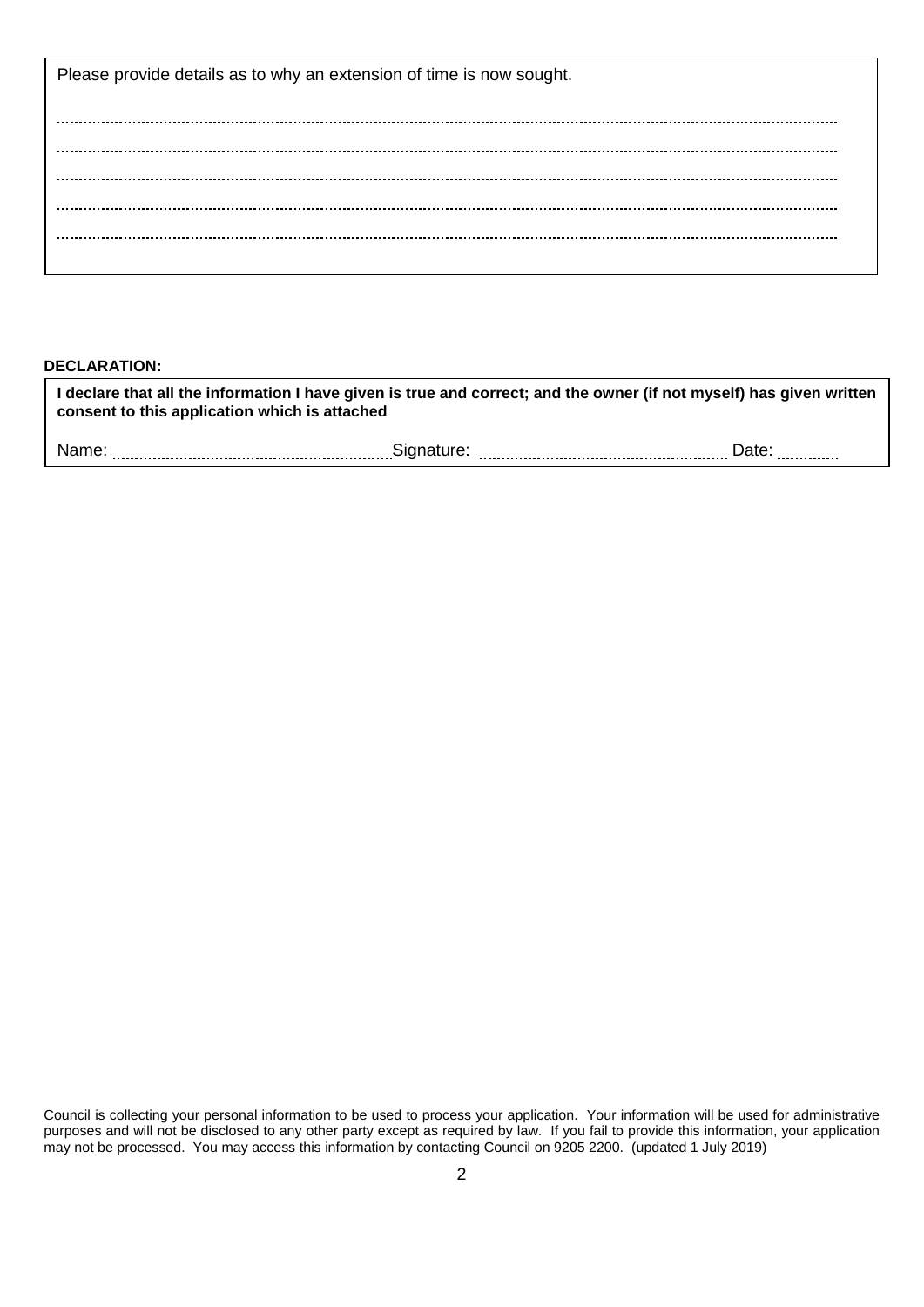Please provide details as to why an extension of time is now sought.

..............................................................................................................................................................................................

..............................................................................................................................................................................................

..............................................................................................................................................................................................

..............................................................................................................................................................................................

..............................................................................................................................................................................................

**DECLARATION:**

**I declare that all the information I have given is true and correct; and the owner (if not myself) has given written consent to this application which is attached**

Name: .................................................................Signature: ......................................................... Date: ..............

Council is collecting your personal information to be used to process your application. Your information will be used for administrative purposes and will not be disclosed to any other party except as required by law. If you fail to provide this information, your application may not be processed. You may access this information by contacting Council on 9205 2200. (updated 1 July 2019)